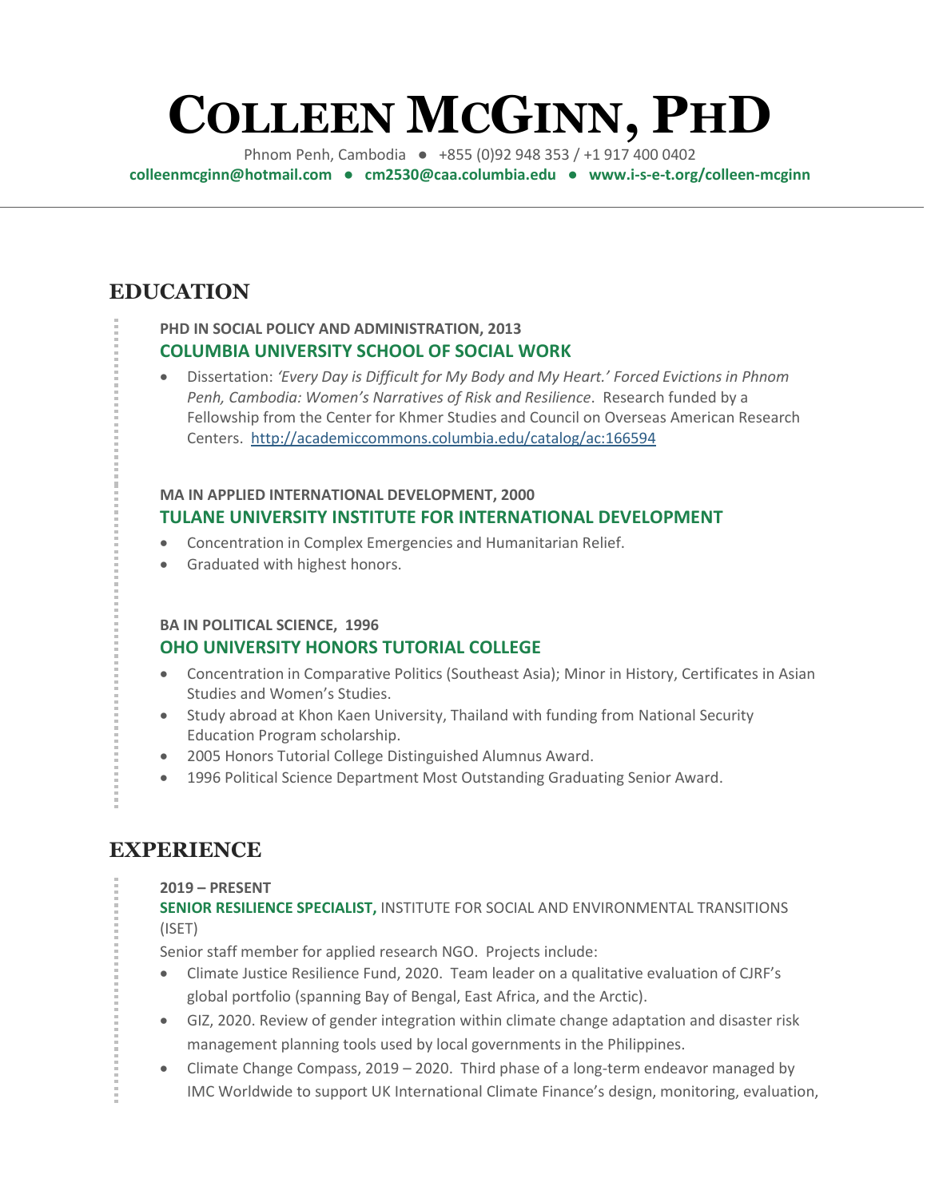# Colleen McGinn, PhD

Phnom Penh, Cambodia ● +855 (0)92 948 353 / +1 917 400 0402

**colleenmcginn@hotmail.com ● cm2530@caa.columbia.edu ● www.i-s-e-t.org/colleen-mcginn**

## EDUCATION

**PHD IN SOCIAL POLICY AND ADMINISTRATION, 2013**

### COLUMBIA UNIVERSITY SCHOOL OF SOCIAL WORK

- Dissertation: *'Every Day is Difficult for My Body and My Heart.' Forced Evictions in Phnom Penh, Cambodia: Women's Narratives of Risk and Resilience*. Research funded by a Fellowship from the Center for Khmer Studies and Council on Overseas American Research Centers. http://academiccommons.columbia.edu/catalog/ac:166594

**MA IN APPLIED INTERNATIONAL DEVELOPMENT, 2000**

### TULANE UNIVERSITY INSTITUTE FOR INTERNATIONAL DEVELOPMENT

- Concentration in Complex Emergencies and Humanitarian Relief.
- Graduated with highest honors.

**BA IN POLITICAL SCIENCE, 1996**

### OHO UNIVERSITY HONORS TUTORIAL COLLEGE

- Concentration in Comparative Politics (Southeast Asia); Minor in History, Certificates in Asian Studies and Women's Studies.
- Study abroad at Khon Kaen University, Thailand with funding from National Security Education Program scholarship.
- 2005 Honors Tutorial College Distinguished Alumnus Award.
- 1996 Political Science Department Most Outstanding Graduating Senior Award.

## EXPERIENCE

**2019 – PRESENT**

**SENIOR RESILIENCE SPECIALIST,** INSTITUTE FOR SOCIAL AND ENVIRONMENTAL TRANSITIONS (ISET)

Senior staff member for applied research NGO. Projects include:

- Climate Justice Resilience Fund, 2020. Team leader on a qualitative evaluation of CJRF's global portfolio (spanning Bay of Bengal, East Africa, and the Arctic).
- GIZ, 2020. Review of gender integration within climate change adaptation and disaster risk management planning tools used by local governments in the Philippines.
- Climate Change Compass, 2019 – 2020. Third phase of a long-term endeavor managed by IMC Worldwide to support UK International Climate Finance's design, monitoring, evaluation,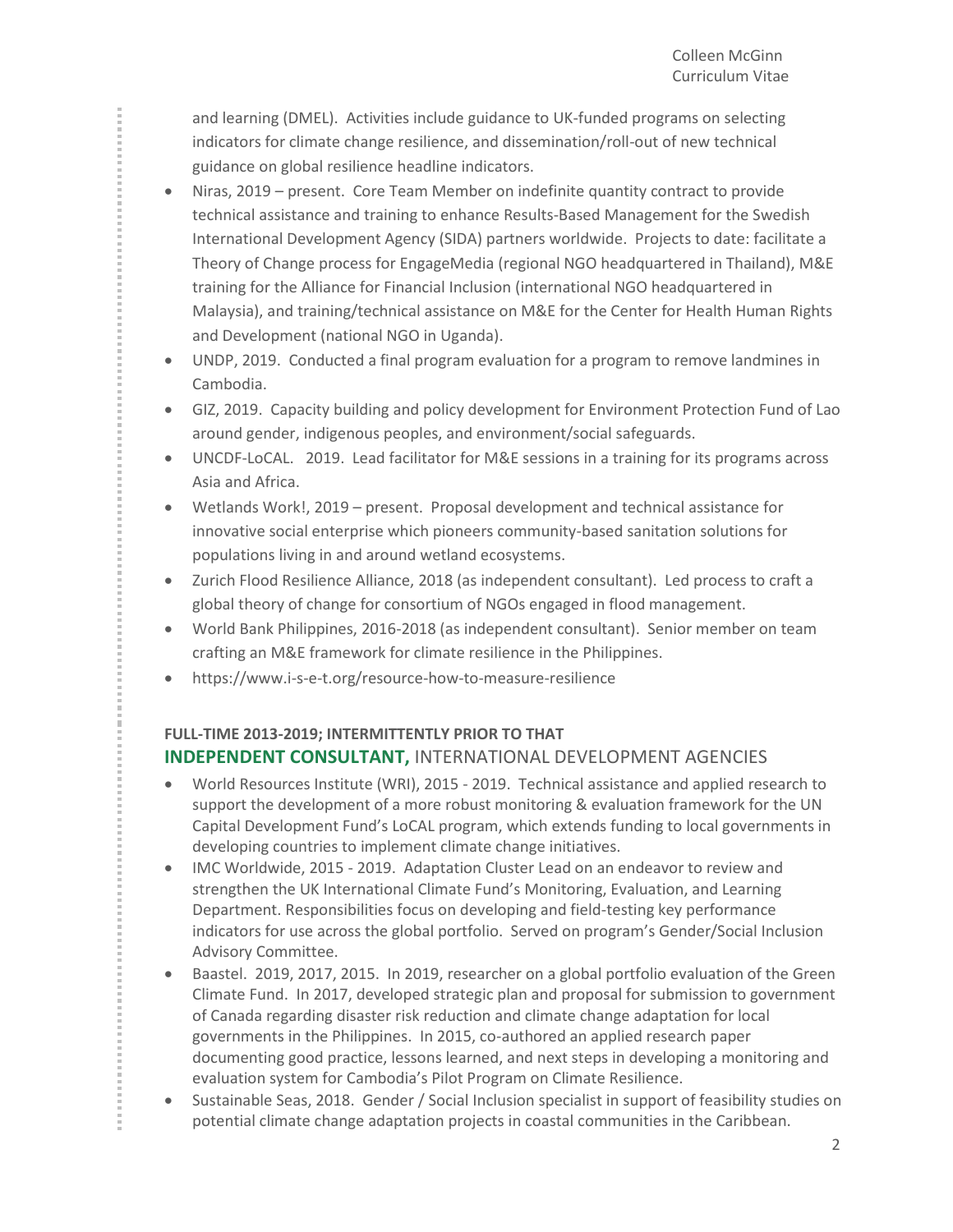and learning (DMEL). Activities include guidance to UK-funded programs on selecting indicators for climate change resilience, and dissemination/roll-out of new technical guidance on global resilience headline indicators.

- Niras, 2019 – present. Core Team Member on indefinite quantity contract to provide technical assistance and training to enhance Results-Based Management for the Swedish International Development Agency (SIDA) partners worldwide. Projects to date: facilitate a Theory of Change process for EngageMedia (regional NGO headquartered in Thailand), M&E training for the Alliance for Financial Inclusion (international NGO headquartered in Malaysia), and training/technical assistance on M&E for the Center for Health Human Rights and Development (national NGO in Uganda).
- UNDP, 2019. Conducted a final program evaluation for a program to remove landmines in Cambodia.
- GIZ, 2019. Capacity building and policy development for Environment Protection Fund of Lao around gender, indigenous peoples, and environment/social safeguards.
- UNCDF-LoCAL. 2019. Lead facilitator for M&E sessions in a training for its programs across Asia and Africa.
- Wetlands Work!, 2019 – present. Proposal development and technical assistance for innovative social enterprise which pioneers community-based sanitation solutions for populations living in and around wetland ecosystems.
- Zurich Flood Resilience Alliance, 2018 (as independent consultant). Led process to craft a global theory of change for consortium of NGOs engaged in flood management.
- World Bank Philippines, 2016-2018 (as independent consultant). Senior member on team crafting an M&E framework for climate resilience in the Philippines.
- https://www.i-s-e-t.org/resource-how-to-measure-resilience

**FULL-TIME 2013-2019; INTERMITTENTLY PRIOR TO THAT**

## **INDEPENDENT CONSULTANT,** INTERNATIONAL DEVELOPMENT AGENCIES

- World Resources Institute (WRI), 2015 - 2019. Technical assistance and applied research to support the development of a more robust monitoring & evaluation framework for the UN Capital Development Fund's LoCAL program, which extends funding to local governments in developing countries to implement climate change initiatives.
- IMC Worldwide, 2015 - 2019. Adaptation Cluster Lead on an endeavor to review and strengthen the UK International Climate Fund's Monitoring, Evaluation, and Learning Department. Responsibilities focus on developing and field-testing key performance indicators for use across the global portfolio. Served on program's Gender/Social Inclusion Advisory Committee.
- Baastel. 2019, 2017, 2015. In 2019, researcher on a global portfolio evaluation of the Green Climate Fund. In 2017, developed strategic plan and proposal for submission to government of Canada regarding disaster risk reduction and climate change adaptation for local governments in the Philippines. In 2015, co-authored an applied research paper documenting good practice, lessons learned, and next steps in developing a monitoring and evaluation system for Cambodia's Pilot Program on Climate Resilience.
- Sustainable Seas, 2018. Gender / Social Inclusion specialist in support of feasibility studies on potential climate change adaptation projects in coastal communities in the Caribbean.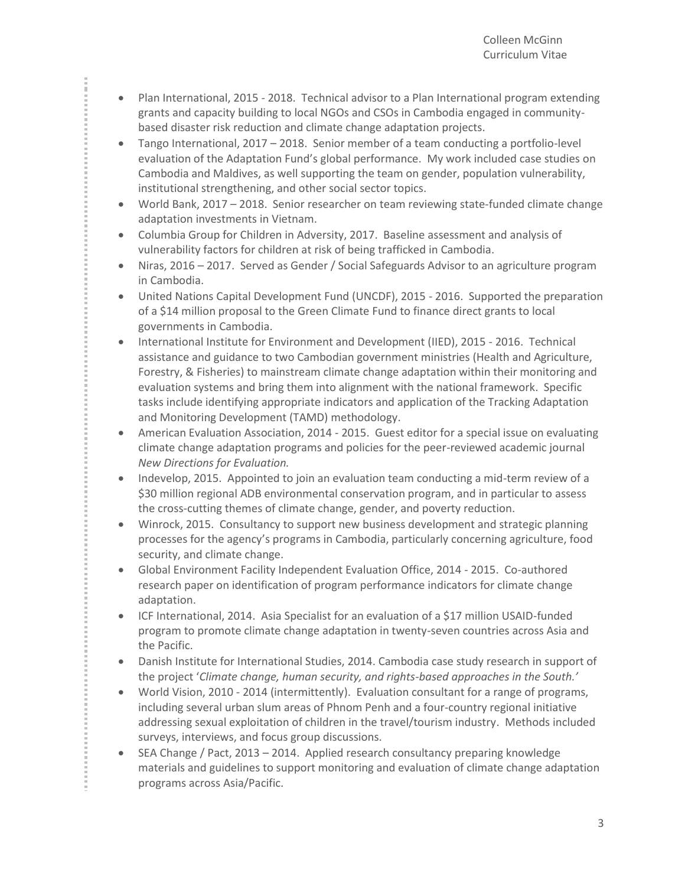- Plan International, 2015 - 2018. Technical advisor to a Plan International program extending grants and capacity building to local NGOs and CSOs in Cambodia engaged in community-based disaster risk reduction and climate change adaptation projects.
- Tango International, 2017 – 2018. Senior member of a team conducting a portfolio-level evaluation of the Adaptation Fund's global performance. My work included case studies on Cambodia and Maldives, as well supporting the team on gender, population vulnerability, institutional strengthening, and other social sector topics.
- World Bank, 2017 – 2018. Senior researcher on team reviewing state-funded climate change adaptation investments in Vietnam.
- Columbia Group for Children in Adversity, 2017. Baseline assessment and analysis of vulnerability factors for children at risk of being trafficked in Cambodia.
- Niras, 2016 – 2017. Served as Gender / Social Safeguards Advisor to an agriculture program in Cambodia.
- United Nations Capital Development Fund (UNCDF), 2015 - 2016. Supported the preparation of a $14 million proposal to the Green Climate Fund to finance direct grants to local governments in Cambodia.
- International Institute for Environment and Development (IIED), 2015 - 2016. Technical assistance and guidance to two Cambodian government ministries (Health and Agriculture, Forestry, & Fisheries) to mainstream climate change adaptation within their monitoring and evaluation systems and bring them into alignment with the national framework. Specific tasks include identifying appropriate indicators and application of the Tracking Adaptation and Monitoring Development (TAMD) methodology.
- American Evaluation Association, 2014 - 2015. Guest editor for a special issue on evaluating climate change adaptation programs and policies for the peer-reviewed academic journal *New Directions for Evaluation.*
- Indevelop, 2015. Appointed to join an evaluation team conducting a mid-term review of a $30 million regional ADB environmental conservation program, and in particular to assess the cross-cutting themes of climate change, gender, and poverty reduction.
- Winrock, 2015. Consultancy to support new business development and strategic planning processes for the agency's programs in Cambodia, particularly concerning agriculture, food security, and climate change.
- Global Environment Facility Independent Evaluation Office, 2014 - 2015. Co-authored research paper on identification of program performance indicators for climate change adaptation.
- ICF International, 2014. Asia Specialist for an evaluation of a $17 million USAID-funded program to promote climate change adaptation in twenty-seven countries across Asia and the Pacific.
- Danish Institute for International Studies, 2014. Cambodia case study research in support of the project '*Climate change, human security, and rights-based approaches in the South.*'
- World Vision, 2010 - 2014 (intermittently). Evaluation consultant for a range of programs, including several urban slum areas of Phnom Penh and a four-country regional initiative addressing sexual exploitation of children in the travel/tourism industry. Methods included surveys, interviews, and focus group discussions.
- SEA Change / Pact, 2013 – 2014. Applied research consultancy preparing knowledge materials and guidelines to support monitoring and evaluation of climate change adaptation programs across Asia/Pacific.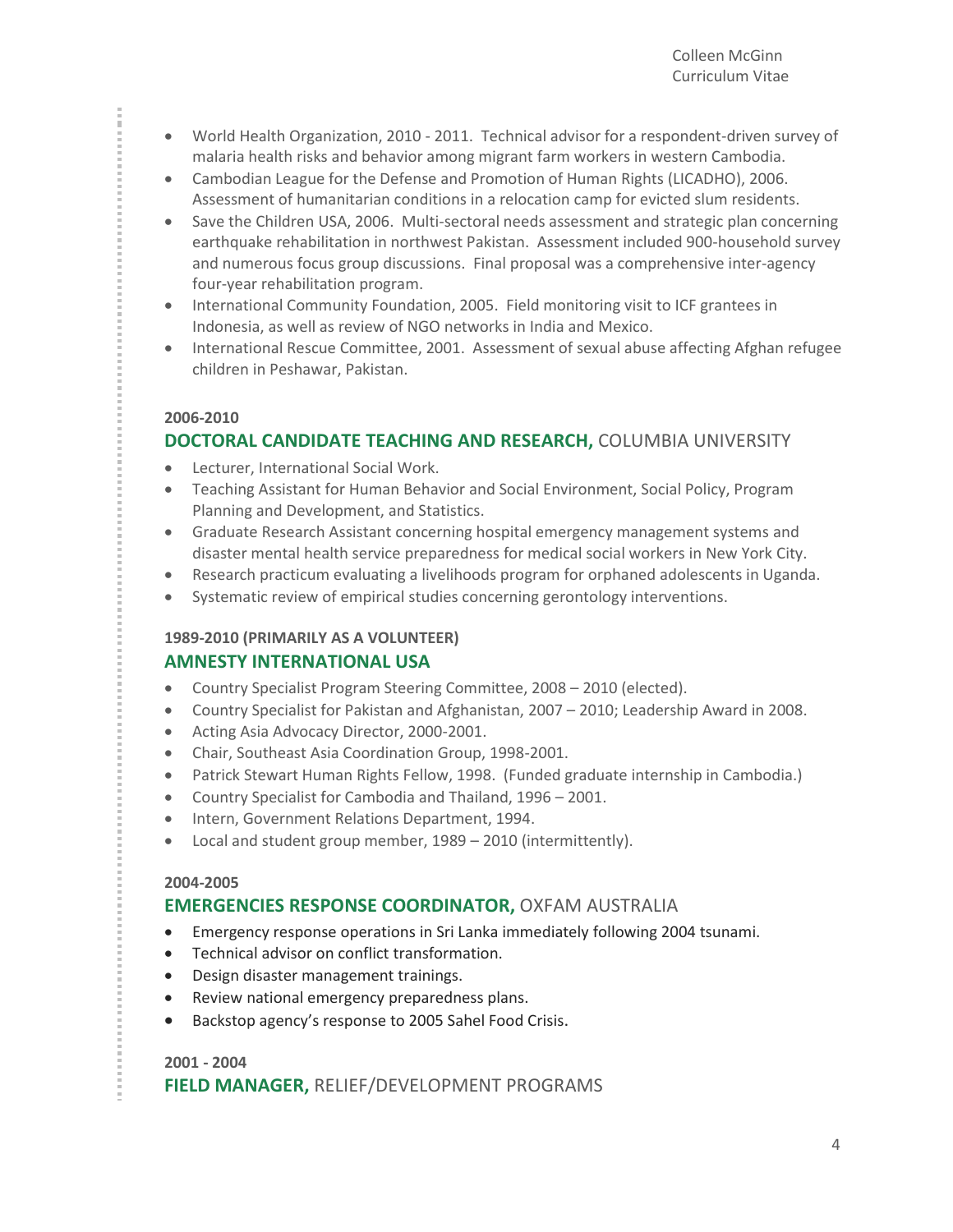- World Health Organization, 2010 - 2011. Technical advisor for a respondent-driven survey of malaria health risks and behavior among migrant farm workers in western Cambodia.
- Cambodian League for the Defense and Promotion of Human Rights (LICADHO), 2006. Assessment of humanitarian conditions in a relocation camp for evicted slum residents.
- Save the Children USA, 2006. Multi-sectoral needs assessment and strategic plan concerning earthquake rehabilitation in northwest Pakistan. Assessment included 900-household survey and numerous focus group discussions. Final proposal was a comprehensive inter-agency four-year rehabilitation program.
- International Community Foundation, 2005. Field monitoring visit to ICF grantees in Indonesia, as well as review of NGO networks in India and Mexico.
- International Rescue Committee, 2001. Assessment of sexual abuse affecting Afghan refugee children in Peshawar, Pakistan.

**2006-2010**

### DOCTORAL CANDIDATE TEACHING AND RESEARCH, COLUMBIA UNIVERSITY

- Lecturer, International Social Work.
- Teaching Assistant for Human Behavior and Social Environment, Social Policy, Program Planning and Development, and Statistics.
- Graduate Research Assistant concerning hospital emergency management systems and disaster mental health service preparedness for medical social workers in New York City.
- Research practicum evaluating a livelihoods program for orphaned adolescents in Uganda.
- Systematic review of empirical studies concerning gerontology interventions.

**1989-2010 (PRIMARILY AS A VOLUNTEER)**

### AMNESTY INTERNATIONAL USA

- Country Specialist Program Steering Committee, 2008 – 2010 (elected).
- Country Specialist for Pakistan and Afghanistan, 2007 – 2010; Leadership Award in 2008.
- Acting Asia Advocacy Director, 2000-2001.
- Chair, Southeast Asia Coordination Group, 1998-2001.
- Patrick Stewart Human Rights Fellow, 1998. (Funded graduate internship in Cambodia.)
- Country Specialist for Cambodia and Thailand, 1996 – 2001.
- Intern, Government Relations Department, 1994.
- Local and student group member, 1989 – 2010 (intermittently).

**2004-2005**

### EMERGENCIES RESPONSE COORDINATOR, OXFAM AUSTRALIA

- Emergency response operations in Sri Lanka immediately following 2004 tsunami.
- Technical advisor on conflict transformation.
- Design disaster management trainings.
- Review national emergency preparedness plans.
- Backstop agency's response to 2005 Sahel Food Crisis.

**2001 - 2004**

### FIELD MANAGER, RELIEF/DEVELOPMENT PROGRAMS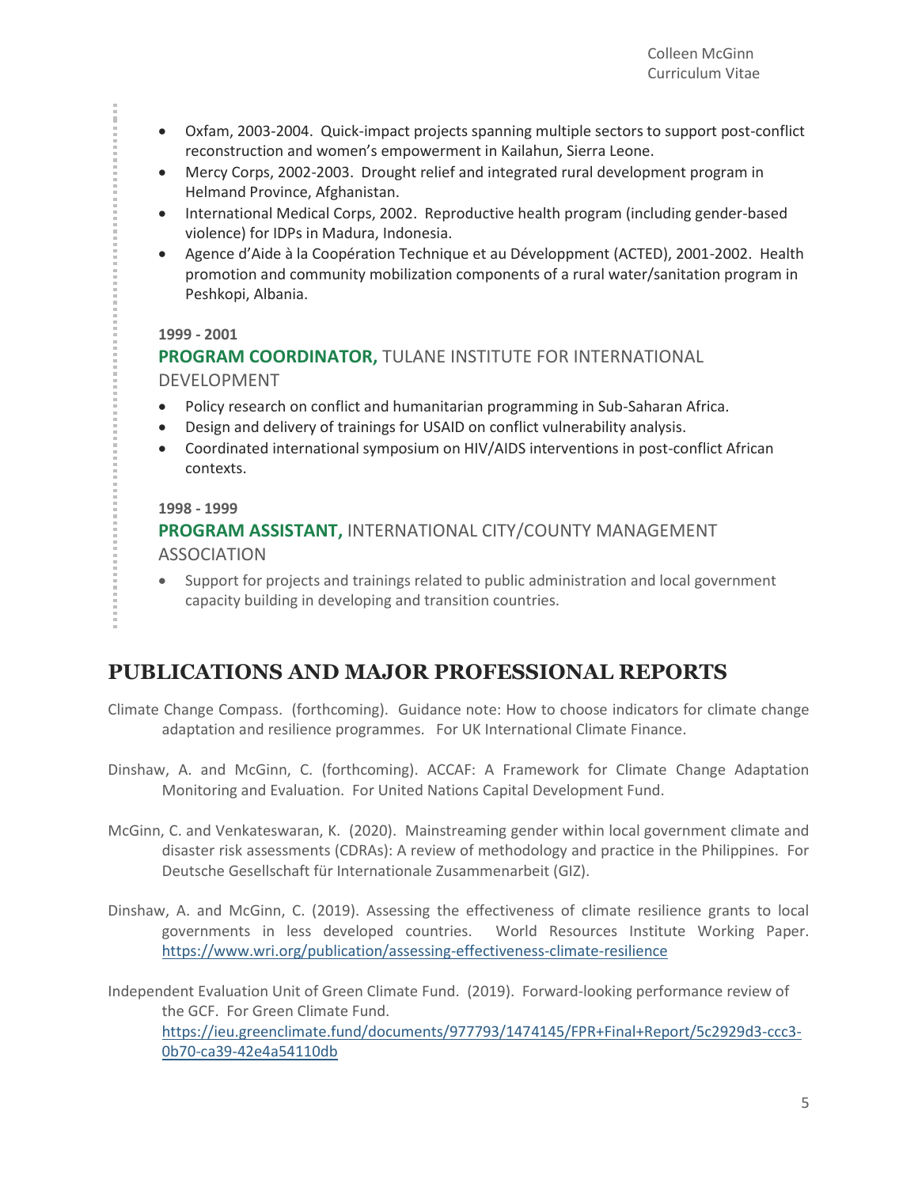- Oxfam, 2003-2004. Quick-impact projects spanning multiple sectors to support post-conflict reconstruction and women's empowerment in Kailahun, Sierra Leone.
- Mercy Corps, 2002-2003. Drought relief and integrated rural development program in Helmand Province, Afghanistan.
- International Medical Corps, 2002. Reproductive health program (including gender-based violence) for IDPs in Madura, Indonesia.
- Agence d'Aide à la Coopération Technique et au Développment (ACTED), 2001-2002. Health promotion and community mobilization components of a rural water/sanitation program in Peshkopi, Albania.

**1999 - 2001**

### **PROGRAM COORDINATOR,** TULANE INSTITUTE FOR INTERNATIONAL DEVELOPMENT

- Policy research on conflict and humanitarian programming in Sub-Saharan Africa.
- Design and delivery of trainings for USAID on conflict vulnerability analysis.
- Coordinated international symposium on HIV/AIDS interventions in post-conflict African contexts.

**1998 - 1999**

### **PROGRAM ASSISTANT,** INTERNATIONAL CITY/COUNTY MANAGEMENT ASSOCIATION

- Support for projects and trainings related to public administration and local government capacity building in developing and transition countries.

## PUBLICATIONS AND MAJOR PROFESSIONAL REPORTS

Climate Change Compass. (forthcoming). Guidance note: How to choose indicators for climate change adaptation and resilience programmes. For UK International Climate Finance.

Dinshaw, A. and McGinn, C. (forthcoming). ACCAF: A Framework for Climate Change Adaptation Monitoring and Evaluation. For United Nations Capital Development Fund.

McGinn, C. and Venkateswaran, K. (2020). Mainstreaming gender within local government climate and disaster risk assessments (CDRAs): A review of methodology and practice in the Philippines. For Deutsche Gesellschaft für Internationale Zusammenarbeit (GIZ).

Dinshaw, A. and McGinn, C. (2019). Assessing the effectiveness of climate resilience grants to local governments in less developed countries. World Resources Institute Working Paper. https://www.wri.org/publication/assessing-effectiveness-climate-resilience

Independent Evaluation Unit of Green Climate Fund. (2019). Forward-looking performance review of the GCF. For Green Climate Fund. https://ieu.greenclimate.fund/documents/977793/1474145/FPR+Final+Report/5c2929d3-ccc3-0b70-ca39-42e4a54110db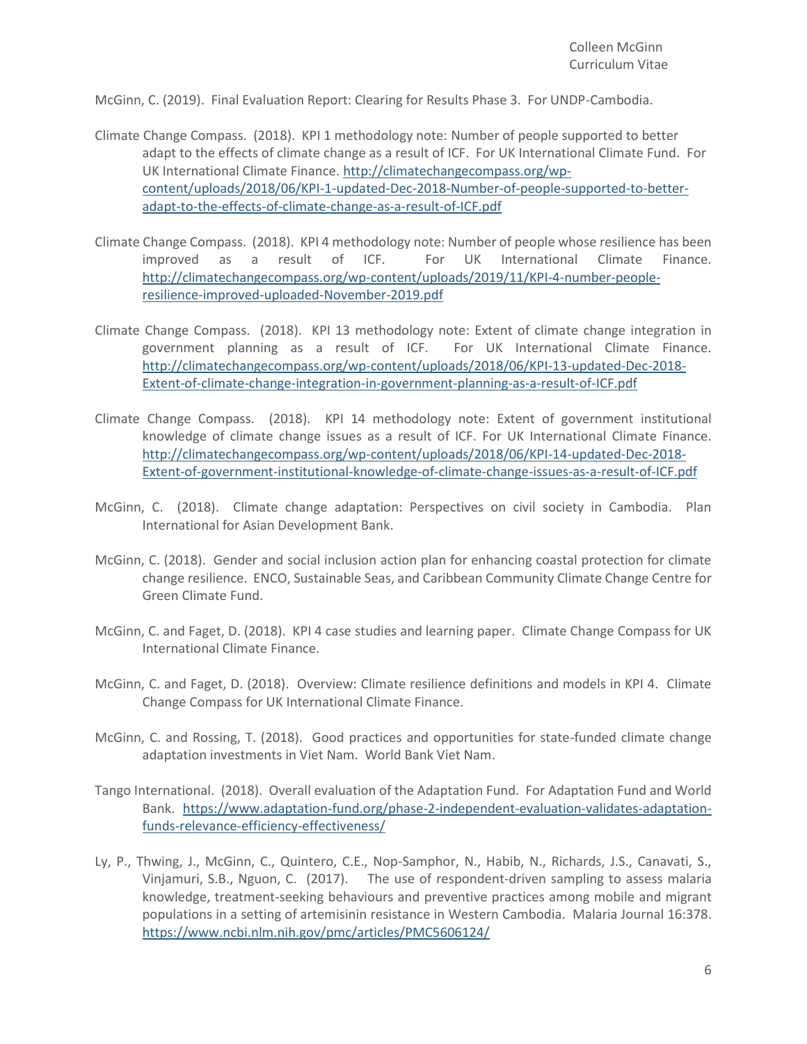McGinn, C. (2019). Final Evaluation Report: Clearing for Results Phase 3. For UNDP-Cambodia.

Climate Change Compass. (2018). KPI 1 methodology note: Number of people supported to better adapt to the effects of climate change as a result of ICF. For UK International Climate Fund. For UK International Climate Finance. http://climatechangecompass.org/wp-content/uploads/2018/06/KPI-1-updated-Dec-2018-Number-of-people-supported-to-better-adapt-to-the-effects-of-climate-change-as-a-result-of-ICF.pdf

Climate Change Compass. (2018). KPI 4 methodology note: Number of people whose resilience has been improved as a result of ICF. For UK International Climate Finance. http://climatechangecompass.org/wp-content/uploads/2019/11/KPI-4-number-people-resilience-improved-uploaded-November-2019.pdf

Climate Change Compass. (2018). KPI 13 methodology note: Extent of climate change integration in government planning as a result of ICF. For UK International Climate Finance. http://climatechangecompass.org/wp-content/uploads/2018/06/KPI-13-updated-Dec-2018-Extent-of-climate-change-integration-in-government-planning-as-a-result-of-ICF.pdf

Climate Change Compass. (2018). KPI 14 methodology note: Extent of government institutional knowledge of climate change issues as a result of ICF. For UK International Climate Finance. http://climatechangecompass.org/wp-content/uploads/2018/06/KPI-14-updated-Dec-2018-Extent-of-government-institutional-knowledge-of-climate-change-issues-as-a-result-of-ICF.pdf

McGinn, C. (2018). Climate change adaptation: Perspectives on civil society in Cambodia. Plan International for Asian Development Bank.

McGinn, C. (2018). Gender and social inclusion action plan for enhancing coastal protection for climate change resilience. ENCO, Sustainable Seas, and Caribbean Community Climate Change Centre for Green Climate Fund.

McGinn, C. and Faget, D. (2018). KPI 4 case studies and learning paper. Climate Change Compass for UK International Climate Finance.

McGinn, C. and Faget, D. (2018). Overview: Climate resilience definitions and models in KPI 4. Climate Change Compass for UK International Climate Finance.

McGinn, C. and Rossing, T. (2018). Good practices and opportunities for state-funded climate change adaptation investments in Viet Nam. World Bank Viet Nam.

Tango International. (2018). Overall evaluation of the Adaptation Fund. For Adaptation Fund and World Bank. https://www.adaptation-fund.org/phase-2-independent-evaluation-validates-adaptation-funds-relevance-efficiency-effectiveness/

Ly, P., Thwing, J., McGinn, C., Quintero, C.E., Nop-Samphor, N., Habib, N., Richards, J.S., Canavati, S., Vinjamuri, S.B., Nguon, C. (2017). The use of respondent-driven sampling to assess malaria knowledge, treatment-seeking behaviours and preventive practices among mobile and migrant populations in a setting of artemisinin resistance in Western Cambodia. Malaria Journal 16:378. https://www.ncbi.nlm.nih.gov/pmc/articles/PMC5606124/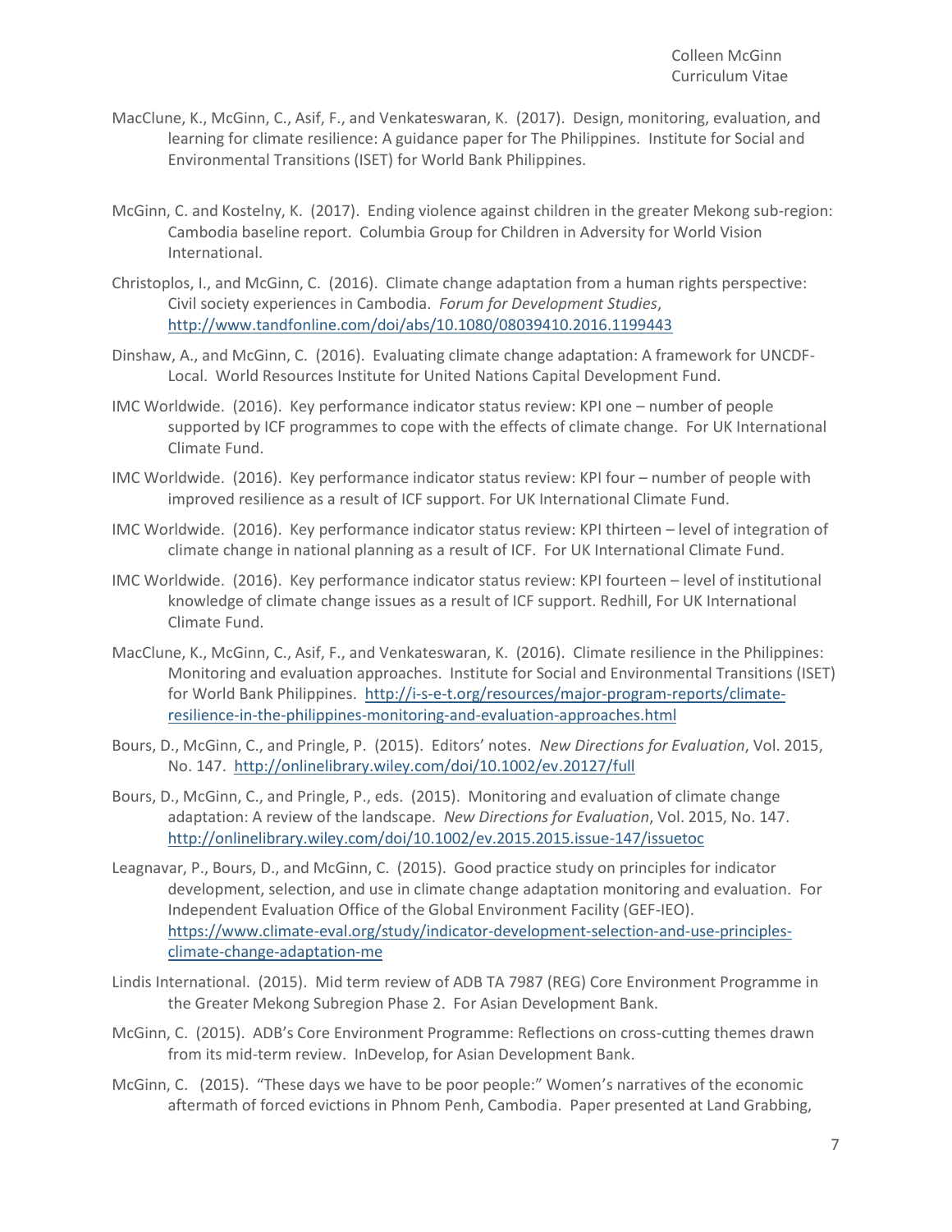MacClune, K., McGinn, C., Asif, F., and Venkateswaran, K. (2017). Design, monitoring, evaluation, and learning for climate resilience: A guidance paper for The Philippines. Institute for Social and Environmental Transitions (ISET) for World Bank Philippines.

McGinn, C. and Kostelny, K. (2017). Ending violence against children in the greater Mekong sub-region: Cambodia baseline report. Columbia Group for Children in Adversity for World Vision International.

Christoplos, I., and McGinn, C. (2016). Climate change adaptation from a human rights perspective: Civil society experiences in Cambodia. *Forum for Development Studies*, http://www.tandfonline.com/doi/abs/10.1080/08039410.2016.1199443

Dinshaw, A., and McGinn, C. (2016). Evaluating climate change adaptation: A framework for UNCDF-Local. World Resources Institute for United Nations Capital Development Fund.

IMC Worldwide. (2016). Key performance indicator status review: KPI one – number of people supported by ICF programmes to cope with the effects of climate change. For UK International Climate Fund.

IMC Worldwide. (2016). Key performance indicator status review: KPI four – number of people with improved resilience as a result of ICF support. For UK International Climate Fund.

IMC Worldwide. (2016). Key performance indicator status review: KPI thirteen – level of integration of climate change in national planning as a result of ICF. For UK International Climate Fund.

IMC Worldwide. (2016). Key performance indicator status review: KPI fourteen – level of institutional knowledge of climate change issues as a result of ICF support. Redhill, For UK International Climate Fund.

MacClune, K., McGinn, C., Asif, F., and Venkateswaran, K. (2016). Climate resilience in the Philippines: Monitoring and evaluation approaches. Institute for Social and Environmental Transitions (ISET) for World Bank Philippines. http://i-s-e-t.org/resources/major-program-reports/climate-resilience-in-the-philippines-monitoring-and-evaluation-approaches.html

Bours, D., McGinn, C., and Pringle, P. (2015). Editors' notes. *New Directions for Evaluation*, Vol. 2015, No. 147. http://onlinelibrary.wiley.com/doi/10.1002/ev.20127/full

Bours, D., McGinn, C., and Pringle, P., eds. (2015). Monitoring and evaluation of climate change adaptation: A review of the landscape. *New Directions for Evaluation*, Vol. 2015, No. 147. http://onlinelibrary.wiley.com/doi/10.1002/ev.2015.2015.issue-147/issuetoc

Leagnavar, P., Bours, D., and McGinn, C. (2015). Good practice study on principles for indicator development, selection, and use in climate change adaptation monitoring and evaluation. For Independent Evaluation Office of the Global Environment Facility (GEF-IEO). https://www.climate-eval.org/study/indicator-development-selection-and-use-principles-climate-change-adaptation-me

Lindis International. (2015). Mid term review of ADB TA 7987 (REG) Core Environment Programme in the Greater Mekong Subregion Phase 2. For Asian Development Bank.

McGinn, C. (2015). ADB's Core Environment Programme: Reflections on cross-cutting themes drawn from its mid-term review. InDevelop, for Asian Development Bank.

McGinn, C. (2015). "These days we have to be poor people:" Women's narratives of the economic aftermath of forced evictions in Phnom Penh, Cambodia. Paper presented at Land Grabbing,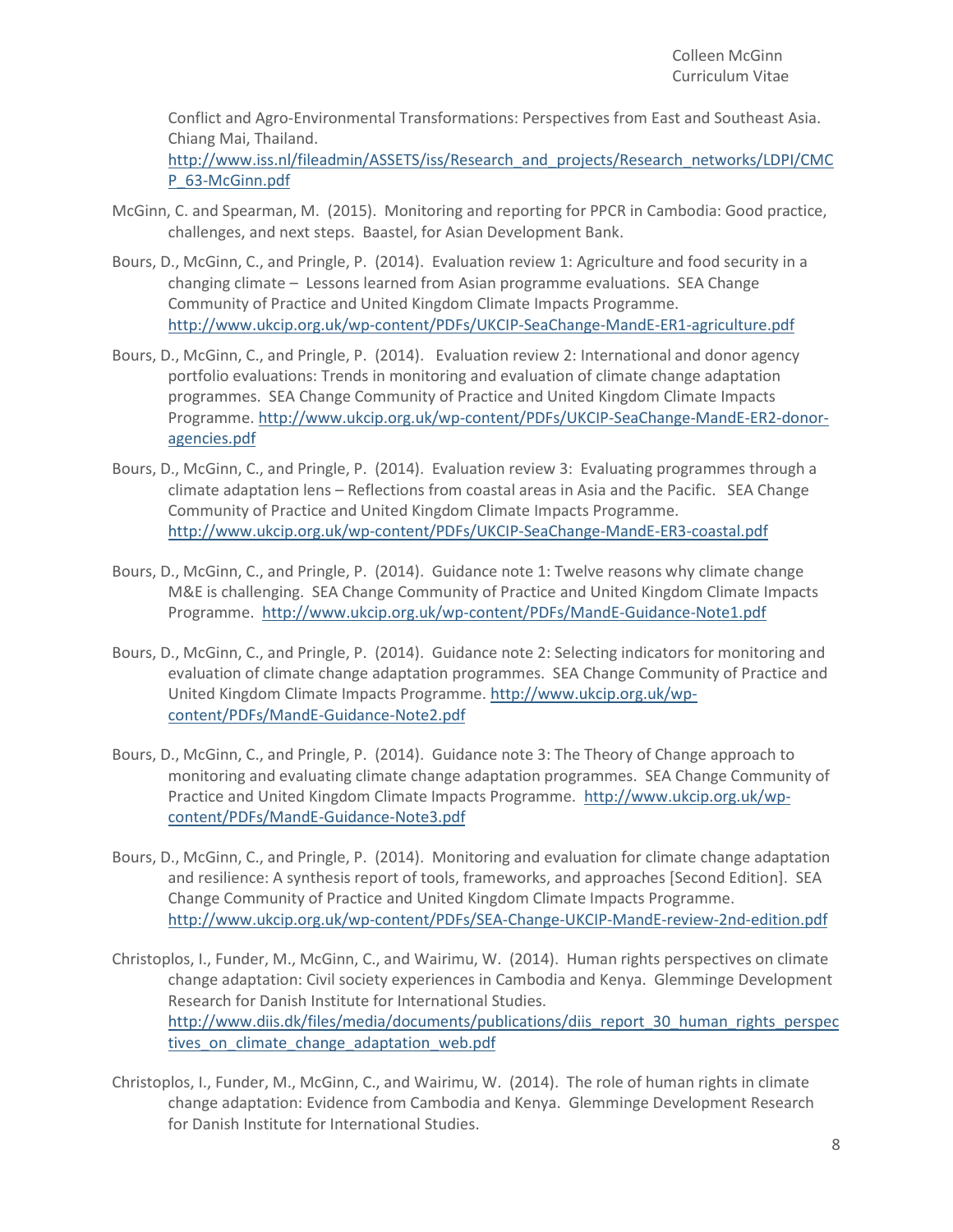Conflict and Agro-Environmental Transformations: Perspectives from East and Southeast Asia. Chiang Mai, Thailand. http://www.iss.nl/fileadmin/ASSETS/iss/Research_and_projects/Research_networks/LDPI/CMCP_63-McGinn.pdf

McGinn, C. and Spearman, M. (2015). Monitoring and reporting for PPCR in Cambodia: Good practice, challenges, and next steps. Baastel, for Asian Development Bank.

Bours, D., McGinn, C., and Pringle, P. (2014). Evaluation review 1: Agriculture and food security in a changing climate – Lessons learned from Asian programme evaluations. SEA Change Community of Practice and United Kingdom Climate Impacts Programme. http://www.ukcip.org.uk/wp-content/PDFs/UKCIP-SeaChange-MandE-ER1-agriculture.pdf

Bours, D., McGinn, C., and Pringle, P. (2014). Evaluation review 2: International and donor agency portfolio evaluations: Trends in monitoring and evaluation of climate change adaptation programmes. SEA Change Community of Practice and United Kingdom Climate Impacts Programme. http://www.ukcip.org.uk/wp-content/PDFs/UKCIP-SeaChange-MandE-ER2-donor-agencies.pdf

Bours, D., McGinn, C., and Pringle, P. (2014). Evaluation review 3: Evaluating programmes through a climate adaptation lens – Reflections from coastal areas in Asia and the Pacific. SEA Change Community of Practice and United Kingdom Climate Impacts Programme. http://www.ukcip.org.uk/wp-content/PDFs/UKCIP-SeaChange-MandE-ER3-coastal.pdf

Bours, D., McGinn, C., and Pringle, P. (2014). Guidance note 1: Twelve reasons why climate change M&E is challenging. SEA Change Community of Practice and United Kingdom Climate Impacts Programme. http://www.ukcip.org.uk/wp-content/PDFs/MandE-Guidance-Note1.pdf

Bours, D., McGinn, C., and Pringle, P. (2014). Guidance note 2: Selecting indicators for monitoring and evaluation of climate change adaptation programmes. SEA Change Community of Practice and United Kingdom Climate Impacts Programme. http://www.ukcip.org.uk/wp-content/PDFs/MandE-Guidance-Note2.pdf

Bours, D., McGinn, C., and Pringle, P. (2014). Guidance note 3: The Theory of Change approach to monitoring and evaluating climate change adaptation programmes. SEA Change Community of Practice and United Kingdom Climate Impacts Programme. http://www.ukcip.org.uk/wp-content/PDFs/MandE-Guidance-Note3.pdf

Bours, D., McGinn, C., and Pringle, P. (2014). Monitoring and evaluation for climate change adaptation and resilience: A synthesis report of tools, frameworks, and approaches [Second Edition]. SEA Change Community of Practice and United Kingdom Climate Impacts Programme. http://www.ukcip.org.uk/wp-content/PDFs/SEA-Change-UKCIP-MandE-review-2nd-edition.pdf

Christoplos, I., Funder, M., McGinn, C., and Wairimu, W. (2014). Human rights perspectives on climate change adaptation: Civil society experiences in Cambodia and Kenya. Glemminge Development Research for Danish Institute for International Studies. http://www.diis.dk/files/media/documents/publications/diis_report_30_human_rights_perspectives_on_climate_change_adaptation_web.pdf

Christoplos, I., Funder, M., McGinn, C., and Wairimu, W. (2014). The role of human rights in climate change adaptation: Evidence from Cambodia and Kenya. Glemminge Development Research for Danish Institute for International Studies.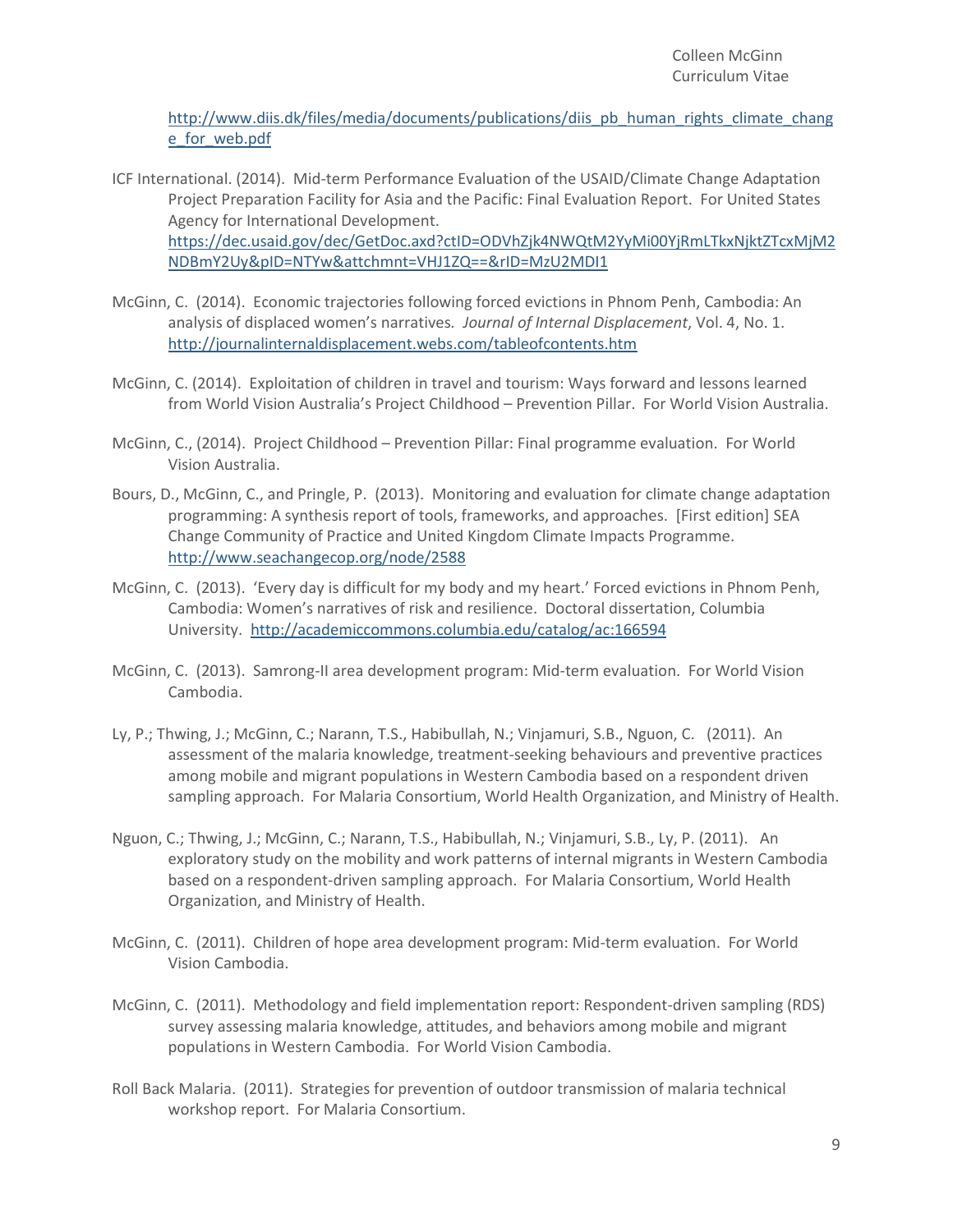http://www.diis.dk/files/media/documents/publications/diis_pb_human_rights_climate_change_for_web.pdf

ICF International. (2014). Mid-term Performance Evaluation of the USAID/Climate Change Adaptation Project Preparation Facility for Asia and the Pacific: Final Evaluation Report. For United States Agency for International Development. https://dec.usaid.gov/dec/GetDoc.axd?ctID=ODVhZjk4NWQtM2YyMi00YjRmLTkxNjktZTcxMjM2NDBmY2Uy&pID=NTYw&attchmnt=VHJ1ZQ==&rID=MzU2MDI1

McGinn, C. (2014). Economic trajectories following forced evictions in Phnom Penh, Cambodia: An analysis of displaced women's narratives. *Journal of Internal Displacement*, Vol. 4, No. 1. http://journalinternaldisplacement.webs.com/tableofcontents.htm

McGinn, C. (2014). Exploitation of children in travel and tourism: Ways forward and lessons learned from World Vision Australia's Project Childhood – Prevention Pillar. For World Vision Australia.

McGinn, C., (2014). Project Childhood – Prevention Pillar: Final programme evaluation. For World Vision Australia.

Bours, D., McGinn, C., and Pringle, P. (2013). Monitoring and evaluation for climate change adaptation programming: A synthesis report of tools, frameworks, and approaches. [First edition] SEA Change Community of Practice and United Kingdom Climate Impacts Programme. http://www.seachangecop.org/node/2588

McGinn, C. (2013). 'Every day is difficult for my body and my heart.' Forced evictions in Phnom Penh, Cambodia: Women's narratives of risk and resilience. Doctoral dissertation, Columbia University. http://academiccommons.columbia.edu/catalog/ac:166594

McGinn, C. (2013). Samrong-II area development program: Mid-term evaluation. For World Vision Cambodia.

Ly, P.; Thwing, J.; McGinn, C.; Narann, T.S., Habibullah, N.; Vinjamuri, S.B., Nguon, C. (2011). An assessment of the malaria knowledge, treatment-seeking behaviours and preventive practices among mobile and migrant populations in Western Cambodia based on a respondent driven sampling approach. For Malaria Consortium, World Health Organization, and Ministry of Health.

Nguon, C.; Thwing, J.; McGinn, C.; Narann, T.S., Habibullah, N.; Vinjamuri, S.B., Ly, P. (2011). An exploratory study on the mobility and work patterns of internal migrants in Western Cambodia based on a respondent-driven sampling approach. For Malaria Consortium, World Health Organization, and Ministry of Health.

McGinn, C. (2011). Children of hope area development program: Mid-term evaluation. For World Vision Cambodia.

McGinn, C. (2011). Methodology and field implementation report: Respondent-driven sampling (RDS) survey assessing malaria knowledge, attitudes, and behaviors among mobile and migrant populations in Western Cambodia. For World Vision Cambodia.

Roll Back Malaria. (2011). Strategies for prevention of outdoor transmission of malaria technical workshop report. For Malaria Consortium.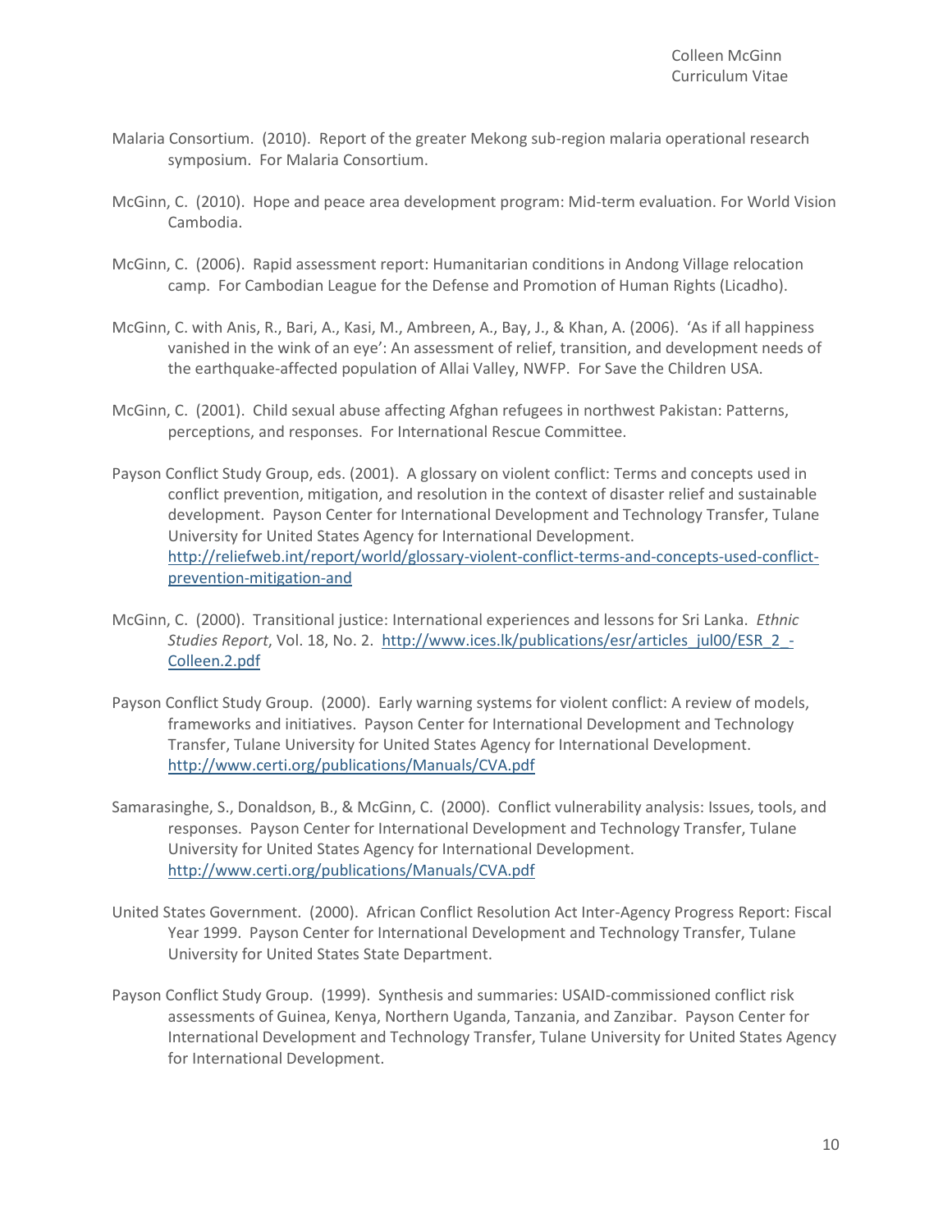Malaria Consortium. (2010). Report of the greater Mekong sub-region malaria operational research symposium. For Malaria Consortium.

McGinn, C. (2010). Hope and peace area development program: Mid-term evaluation. For World Vision Cambodia.

McGinn, C. (2006). Rapid assessment report: Humanitarian conditions in Andong Village relocation camp. For Cambodian League for the Defense and Promotion of Human Rights (Licadho).

McGinn, C. with Anis, R., Bari, A., Kasi, M., Ambreen, A., Bay, J., & Khan, A. (2006). 'As if all happiness vanished in the wink of an eye': An assessment of relief, transition, and development needs of the earthquake-affected population of Allai Valley, NWFP. For Save the Children USA.

McGinn, C. (2001). Child sexual abuse affecting Afghan refugees in northwest Pakistan: Patterns, perceptions, and responses. For International Rescue Committee.

Payson Conflict Study Group, eds. (2001). A glossary on violent conflict: Terms and concepts used in conflict prevention, mitigation, and resolution in the context of disaster relief and sustainable development. Payson Center for International Development and Technology Transfer, Tulane University for United States Agency for International Development. http://reliefweb.int/report/world/glossary-violent-conflict-terms-and-concepts-used-conflict-prevention-mitigation-and

McGinn, C. (2000). Transitional justice: International experiences and lessons for Sri Lanka. *Ethnic Studies Report*, Vol. 18, No. 2. http://www.ices.lk/publications/esr/articles_jul00/ESR_2_-Colleen.2.pdf

Payson Conflict Study Group. (2000). Early warning systems for violent conflict: A review of models, frameworks and initiatives. Payson Center for International Development and Technology Transfer, Tulane University for United States Agency for International Development. http://www.certi.org/publications/Manuals/CVA.pdf

Samarasinghe, S., Donaldson, B., & McGinn, C. (2000). Conflict vulnerability analysis: Issues, tools, and responses. Payson Center for International Development and Technology Transfer, Tulane University for United States Agency for International Development. http://www.certi.org/publications/Manuals/CVA.pdf

United States Government. (2000). African Conflict Resolution Act Inter-Agency Progress Report: Fiscal Year 1999. Payson Center for International Development and Technology Transfer, Tulane University for United States State Department.

Payson Conflict Study Group. (1999). Synthesis and summaries: USAID-commissioned conflict risk assessments of Guinea, Kenya, Northern Uganda, Tanzania, and Zanzibar. Payson Center for International Development and Technology Transfer, Tulane University for United States Agency for International Development.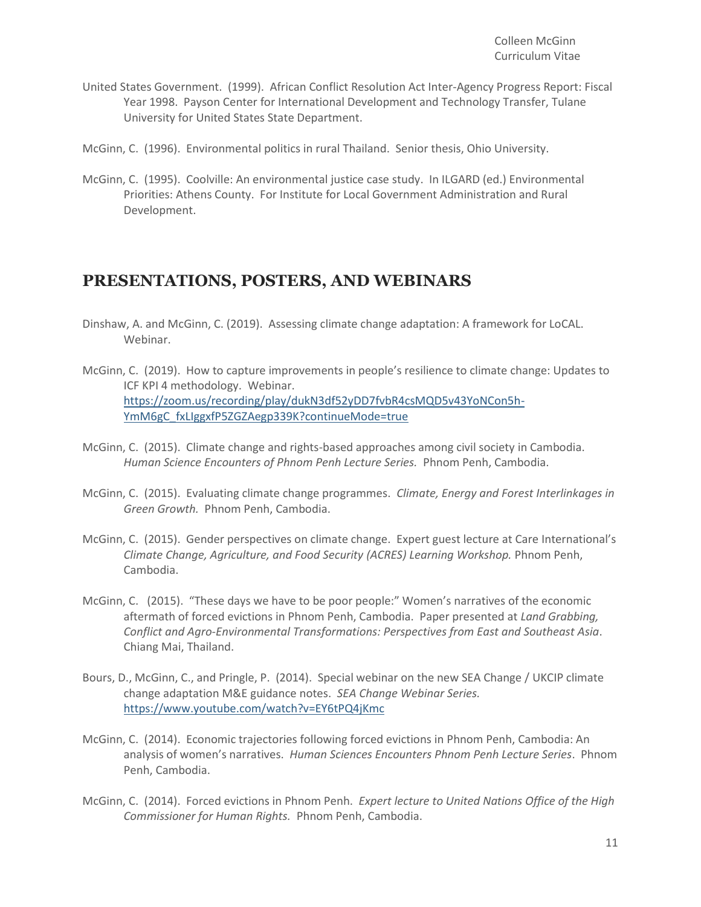United States Government. (1999). African Conflict Resolution Act Inter-Agency Progress Report: Fiscal Year 1998. Payson Center for International Development and Technology Transfer, Tulane University for United States State Department.

McGinn, C. (1996). Environmental politics in rural Thailand. Senior thesis, Ohio University.

McGinn, C. (1995). Coolville: An environmental justice case study. In ILGARD (ed.) Environmental Priorities: Athens County. For Institute for Local Government Administration and Rural Development.

## PRESENTATIONS, POSTERS, AND WEBINARS

Dinshaw, A. and McGinn, C. (2019). Assessing climate change adaptation: A framework for LoCAL. Webinar.

McGinn, C. (2019). How to capture improvements in people's resilience to climate change: Updates to ICF KPI 4 methodology. Webinar. https://zoom.us/recording/play/dukN3df52yDD7fvbR4csMQD5v43YoNCon5h-YmM6gC_fxLIggxfP5ZGZAegp339K?continueMode=true

McGinn, C. (2015). Climate change and rights-based approaches among civil society in Cambodia. *Human Science Encounters of Phnom Penh Lecture Series.* Phnom Penh, Cambodia.

McGinn, C. (2015). Evaluating climate change programmes. *Climate, Energy and Forest Interlinkages in Green Growth.* Phnom Penh, Cambodia.

McGinn, C. (2015). Gender perspectives on climate change. Expert guest lecture at Care International's *Climate Change, Agriculture, and Food Security (ACRES) Learning Workshop.* Phnom Penh, Cambodia.

McGinn, C. (2015). "These days we have to be poor people:" Women's narratives of the economic aftermath of forced evictions in Phnom Penh, Cambodia. Paper presented at *Land Grabbing, Conflict and Agro-Environmental Transformations: Perspectives from East and Southeast Asia*. Chiang Mai, Thailand.

Bours, D., McGinn, C., and Pringle, P. (2014). Special webinar on the new SEA Change / UKCIP climate change adaptation M&E guidance notes. *SEA Change Webinar Series.* https://www.youtube.com/watch?v=EY6tPQ4jKmc

McGinn, C. (2014). Economic trajectories following forced evictions in Phnom Penh, Cambodia: An analysis of women's narratives. *Human Sciences Encounters Phnom Penh Lecture Series*. Phnom Penh, Cambodia.

McGinn, C. (2014). Forced evictions in Phnom Penh. *Expert lecture to United Nations Office of the High Commissioner for Human Rights.* Phnom Penh, Cambodia.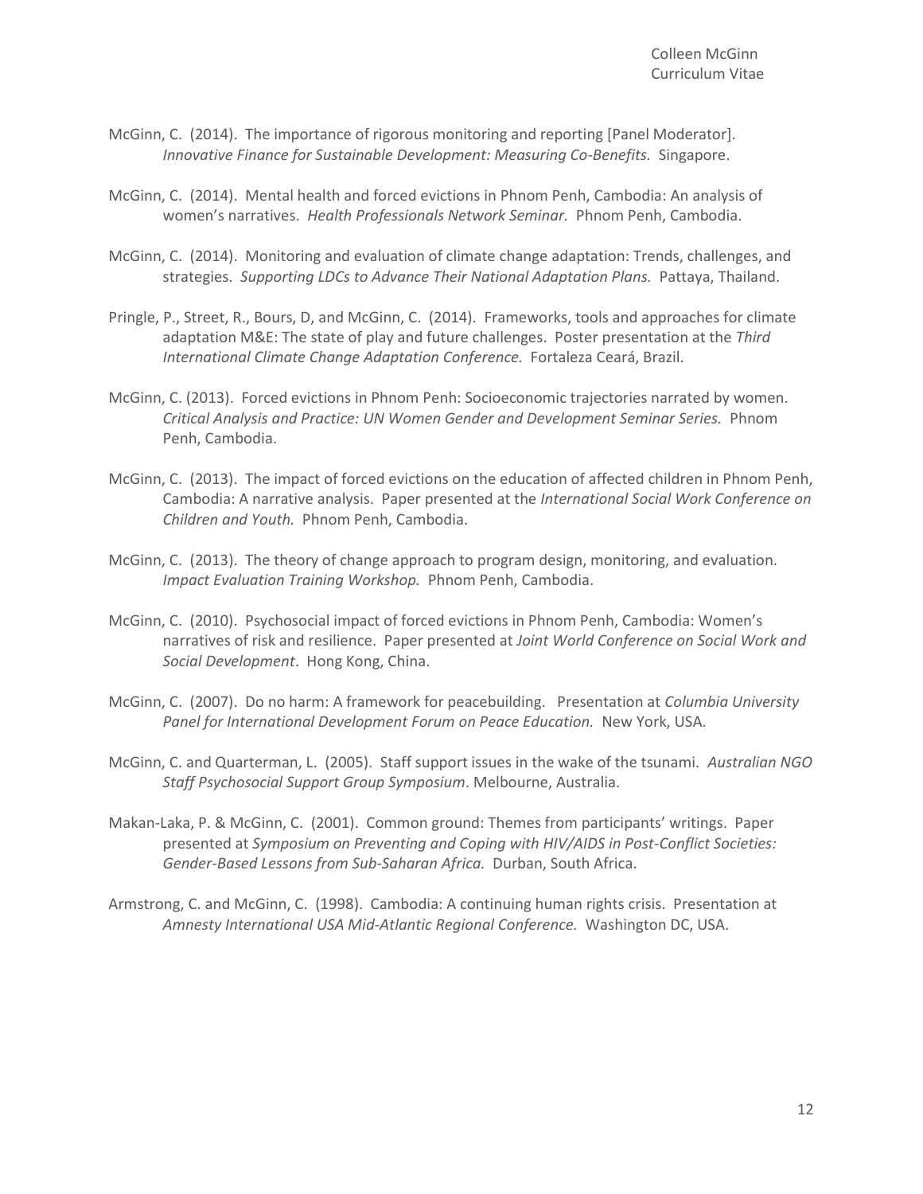McGinn, C. (2014). The importance of rigorous monitoring and reporting [Panel Moderator]. *Innovative Finance for Sustainable Development: Measuring Co-Benefits.* Singapore.

McGinn, C. (2014). Mental health and forced evictions in Phnom Penh, Cambodia: An analysis of women's narratives. *Health Professionals Network Seminar.* Phnom Penh, Cambodia.

McGinn, C. (2014). Monitoring and evaluation of climate change adaptation: Trends, challenges, and strategies. *Supporting LDCs to Advance Their National Adaptation Plans.* Pattaya, Thailand.

Pringle, P., Street, R., Bours, D, and McGinn, C. (2014). Frameworks, tools and approaches for climate adaptation M&E: The state of play and future challenges. Poster presentation at the *Third International Climate Change Adaptation Conference.* Fortaleza Ceará, Brazil.

McGinn, C. (2013). Forced evictions in Phnom Penh: Socioeconomic trajectories narrated by women. *Critical Analysis and Practice: UN Women Gender and Development Seminar Series.* Phnom Penh, Cambodia.

McGinn, C. (2013). The impact of forced evictions on the education of affected children in Phnom Penh, Cambodia: A narrative analysis. Paper presented at the *International Social Work Conference on Children and Youth.* Phnom Penh, Cambodia.

McGinn, C. (2013). The theory of change approach to program design, monitoring, and evaluation. *Impact Evaluation Training Workshop.* Phnom Penh, Cambodia.

McGinn, C. (2010). Psychosocial impact of forced evictions in Phnom Penh, Cambodia: Women's narratives of risk and resilience. Paper presented at *Joint World Conference on Social Work and Social Development*. Hong Kong, China.

McGinn, C. (2007). Do no harm: A framework for peacebuilding. Presentation at *Columbia University Panel for International Development Forum on Peace Education.* New York, USA.

McGinn, C. and Quarterman, L. (2005). Staff support issues in the wake of the tsunami. *Australian NGO Staff Psychosocial Support Group Symposium*. Melbourne, Australia.

Makan-Laka, P. & McGinn, C. (2001). Common ground: Themes from participants' writings. Paper presented at *Symposium on Preventing and Coping with HIV/AIDS in Post-Conflict Societies: Gender-Based Lessons from Sub-Saharan Africa.* Durban, South Africa.

Armstrong, C. and McGinn, C. (1998). Cambodia: A continuing human rights crisis. Presentation at *Amnesty International USA Mid-Atlantic Regional Conference.* Washington DC, USA.